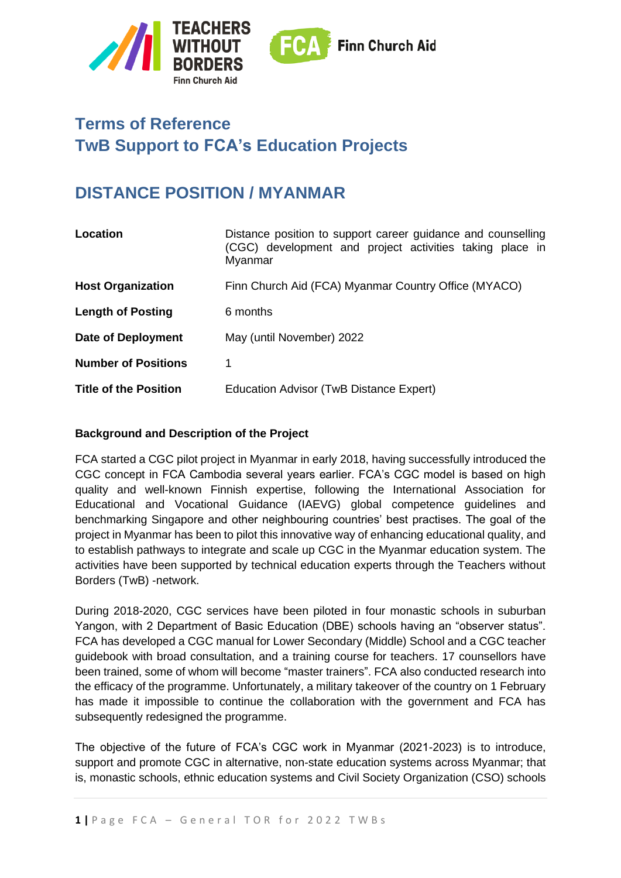# Terms of Reference
# TwB Support to FCA's Education Projects

## DISTANCE POSITION / MYANMAR

| | |
|---|---|
| **Location** | Distance position to support career guidance and counselling (CGC) development and project activities taking place in Myanmar |
| **Host Organization** | Finn Church Aid (FCA) Myanmar Country Office (MYACO) |
| **Length of Posting** | 6 months |
| **Date of Deployment** | May (until November) 2022 |
| **Number of Positions** | 1 |
| **Title of the Position** | Education Advisor (TwB Distance Expert) |

### Background and Description of the Project

FCA started a CGC pilot project in Myanmar in early 2018, having successfully introduced the CGC concept in FCA Cambodia several years earlier. FCA's CGC model is based on high quality and well-known Finnish expertise, following the International Association for Educational and Vocational Guidance (IAEVG) global competence guidelines and benchmarking Singapore and other neighbouring countries' best practises. The goal of the project in Myanmar has been to pilot this innovative way of enhancing educational quality, and to establish pathways to integrate and scale up CGC in the Myanmar education system. The activities have been supported by technical education experts through the Teachers without Borders (TwB) -network.

During 2018-2020, CGC services have been piloted in four monastic schools in suburban Yangon, with 2 Department of Basic Education (DBE) schools having an "observer status". FCA has developed a CGC manual for Lower Secondary (Middle) School and a CGC teacher guidebook with broad consultation, and a training course for teachers. 17 counsellors have been trained, some of whom will become "master trainers". FCA also conducted research into the efficacy of the programme. Unfortunately, a military takeover of the country on 1 February has made it impossible to continue the collaboration with the government and FCA has subsequently redesigned the programme.

The objective of the future of FCA's CGC work in Myanmar (2021-2023) is to introduce, support and promote CGC in alternative, non-state education systems across Myanmar; that is, monastic schools, ethnic education systems and Civil Society Organization (CSO) schools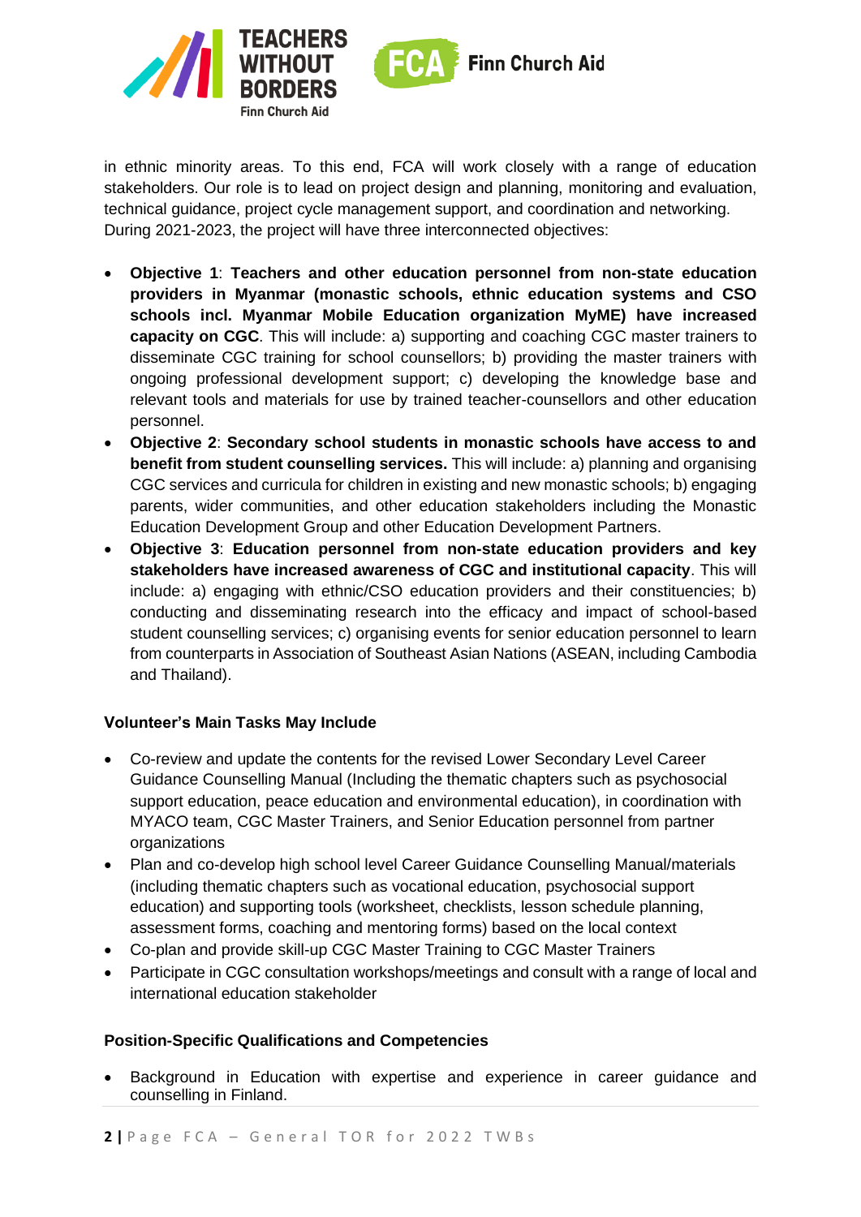in ethnic minority areas. To this end, FCA will work closely with a range of education stakeholders. Our role is to lead on project design and planning, monitoring and evaluation, technical guidance, project cycle management support, and coordination and networking. During 2021-2023, the project will have three interconnected objectives:

- **Objective 1**: **Teachers and other education personnel from non-state education providers in Myanmar (monastic schools, ethnic education systems and CSO schools incl. Myanmar Mobile Education organization MyME) have increased capacity on CGC**. This will include: a) supporting and coaching CGC master trainers to disseminate CGC training for school counsellors; b) providing the master trainers with ongoing professional development support; c) developing the knowledge base and relevant tools and materials for use by trained teacher-counsellors and other education personnel.
- **Objective 2**: **Secondary school students in monastic schools have access to and benefit from student counselling services.** This will include: a) planning and organising CGC services and curricula for children in existing and new monastic schools; b) engaging parents, wider communities, and other education stakeholders including the Monastic Education Development Group and other Education Development Partners.
- **Objective 3**: **Education personnel from non-state education providers and key stakeholders have increased awareness of CGC and institutional capacity**. This will include: a) engaging with ethnic/CSO education providers and their constituencies; b) conducting and disseminating research into the efficacy and impact of school-based student counselling services; c) organising events for senior education personnel to learn from counterparts in Association of Southeast Asian Nations (ASEAN, including Cambodia and Thailand).

### Volunteer's Main Tasks May Include

- Co-review and update the contents for the revised Lower Secondary Level Career Guidance Counselling Manual (Including the thematic chapters such as psychosocial support education, peace education and environmental education), in coordination with MYACO team, CGC Master Trainers, and Senior Education personnel from partner organizations
- Plan and co-develop high school level Career Guidance Counselling Manual/materials (including thematic chapters such as vocational education, psychosocial support education) and supporting tools (worksheet, checklists, lesson schedule planning, assessment forms, coaching and mentoring forms) based on the local context
- Co-plan and provide skill-up CGC Master Training to CGC Master Trainers
- Participate in CGC consultation workshops/meetings and consult with a range of local and international education stakeholder

### Position-Specific Qualifications and Competencies

- Background in Education with expertise and experience in career guidance and counselling in Finland.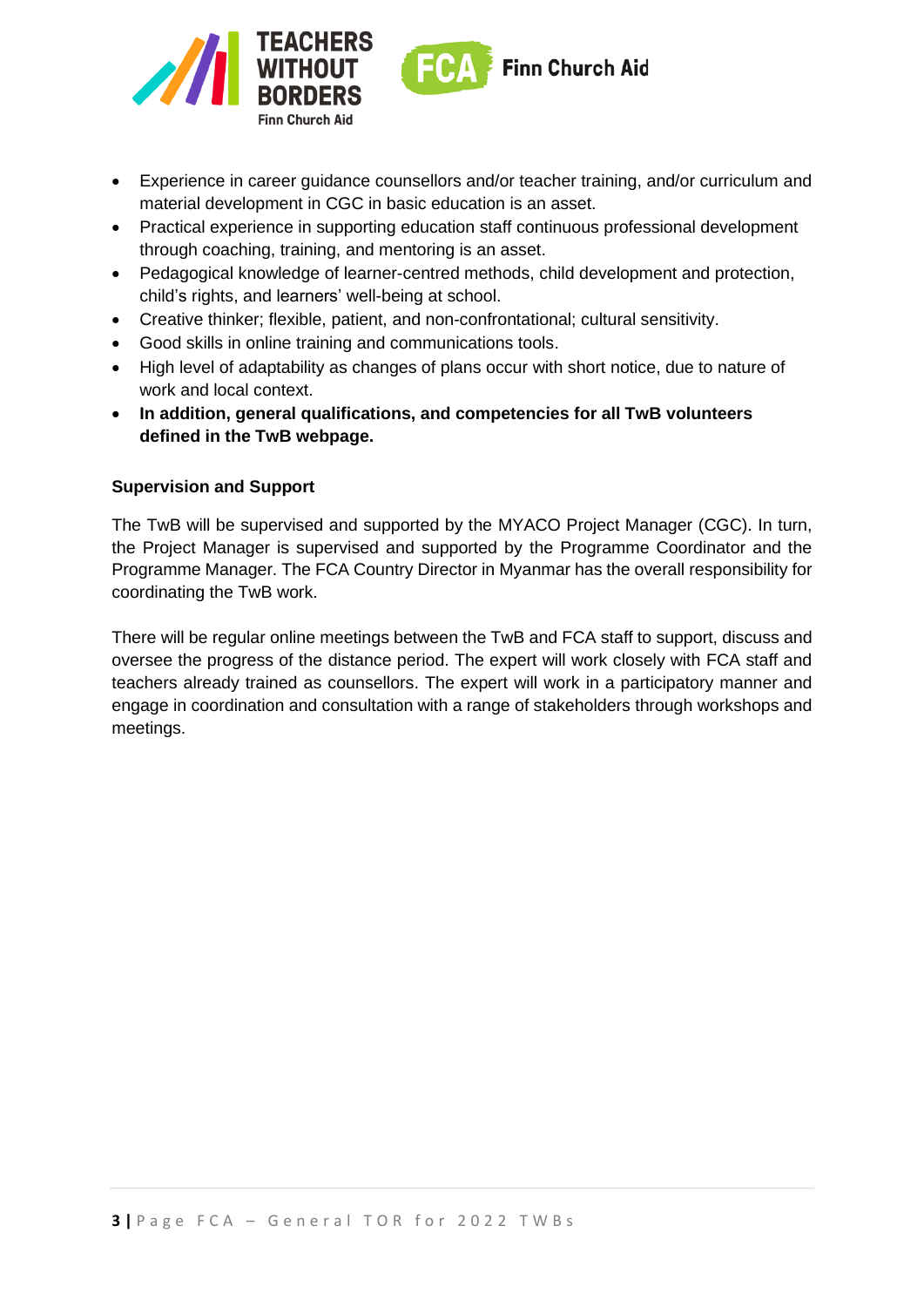- Experience in career guidance counsellors and/or teacher training, and/or curriculum and material development in CGC in basic education is an asset.
- Practical experience in supporting education staff continuous professional development through coaching, training, and mentoring is an asset.
- Pedagogical knowledge of learner-centred methods, child development and protection, child's rights, and learners' well-being at school.
- Creative thinker; flexible, patient, and non-confrontational; cultural sensitivity.
- Good skills in online training and communications tools.
- High level of adaptability as changes of plans occur with short notice, due to nature of work and local context.
- **In addition, general qualifications, and competencies for all TwB volunteers defined in the TwB webpage.**

**Supervision and Support**

The TwB will be supervised and supported by the MYACO Project Manager (CGC). In turn, the Project Manager is supervised and supported by the Programme Coordinator and the Programme Manager. The FCA Country Director in Myanmar has the overall responsibility for coordinating the TwB work.

There will be regular online meetings between the TwB and FCA staff to support, discuss and oversee the progress of the distance period. The expert will work closely with FCA staff and teachers already trained as counsellors. The expert will work in a participatory manner and engage in coordination and consultation with a range of stakeholders through workshops and meetings.